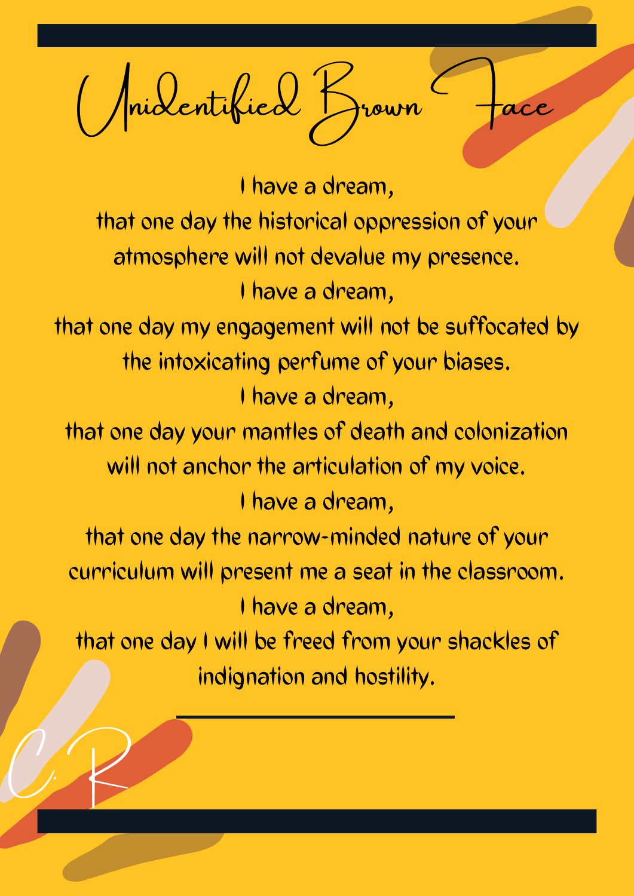# Unidentified Brown Face

I have a dream,
that one day the historical oppression of your atmosphere will not devalue my presence.
I have a dream,
that one day my engagement will not be suffocated by the intoxicating perfume of your biases.
I have a dream,
that one day your mantles of death and colonization will not anchor the articulation of my voice.
I have a dream,
that one day the narrow-minded nature of your curriculum will present me a seat in the classroom.
I have a dream,
that one day I will be freed from your shackles of indignation and hostility.

---

C.R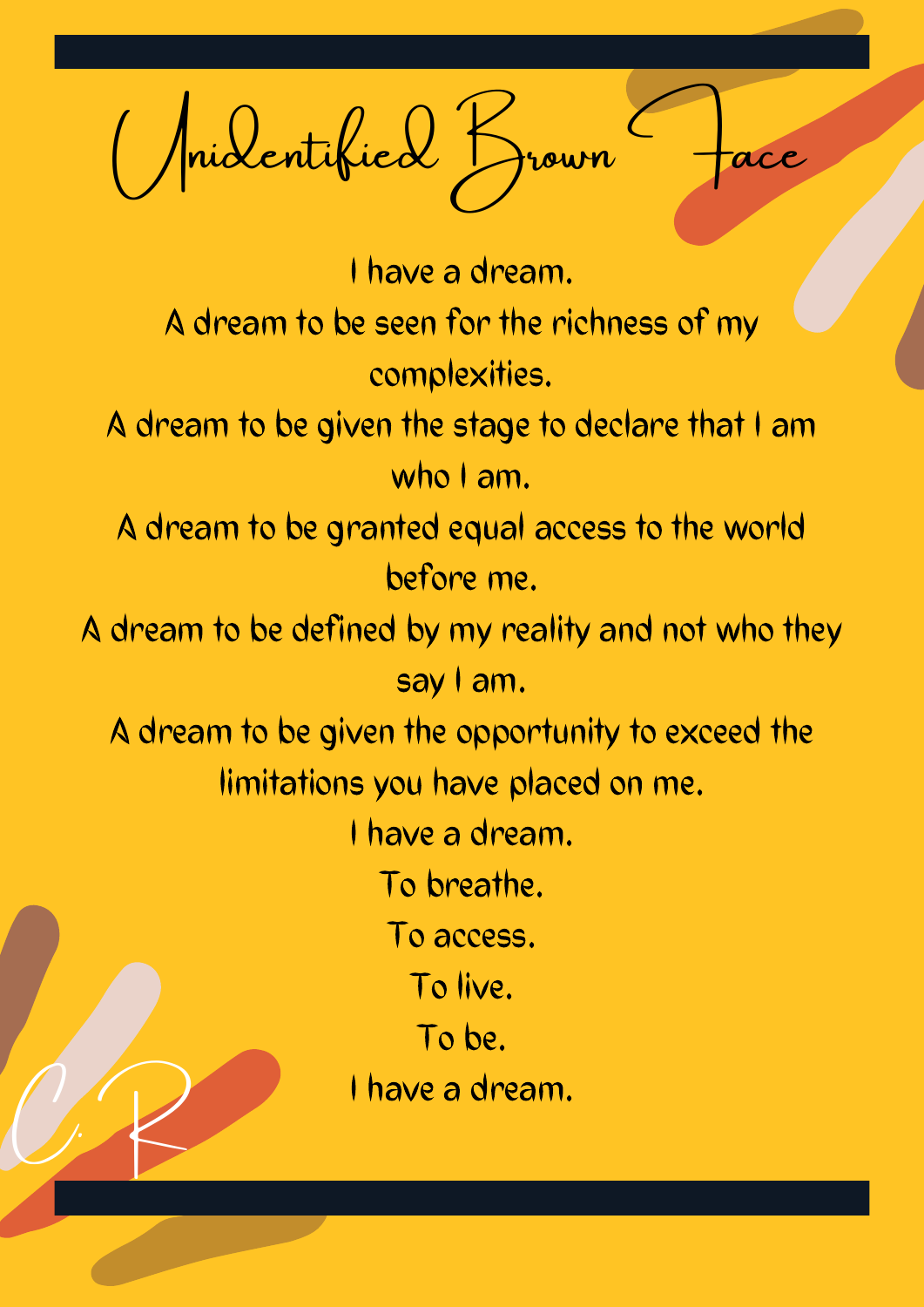# Unidentified Brown Face

I have a dream.
A dream to be seen for the richness of my complexities.
A dream to be given the stage to declare that I am who I am.
A dream to be granted equal access to the world before me.
A dream to be defined by my reality and not who they say I am.
A dream to be given the opportunity to exceed the limitations you have placed on me.
I have a dream.
To breathe.
To access.
To live.
To be.
I have a dream.

C.R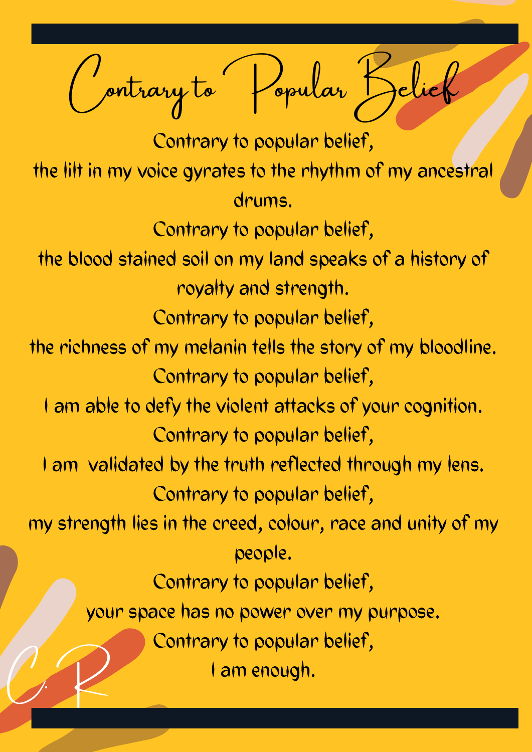# Contrary to Popular Belief

Contrary to popular belief,
the lilt in my voice gyrates to the rhythm of my ancestral drums.
Contrary to popular belief,
the blood stained soil on my land speaks of a history of royalty and strength.
Contrary to popular belief,
the richness of my melanin tells the story of my bloodline.
Contrary to popular belief,
I am able to defy the violent attacks of your cognition.
Contrary to popular belief,
I am validated by the truth reflected through my lens.
Contrary to popular belief,
my strength lies in the creed, colour, race and unity of my people.
Contrary to popular belief,
your space has no power over my purpose.
Contrary to popular belief,
I am enough.

C. R